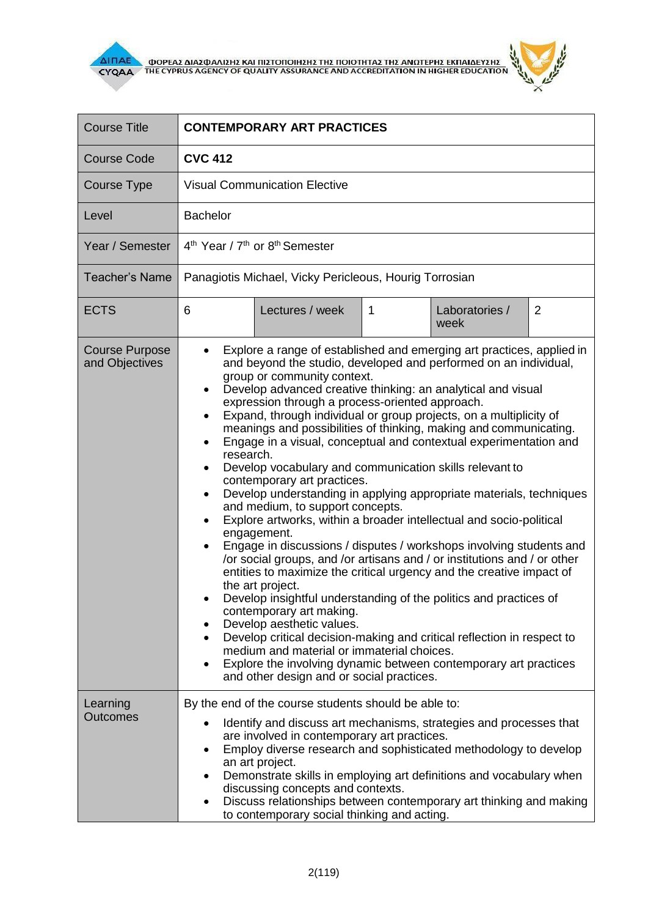| Course Title | **CONTEMPORARY ART PRACTICES** | | | | |
|---|---|---|---|---|---|
| Course Code | **CVC 412** | | | | |
| Course Type | Visual Communication Elective | | | | |
| Level | Bachelor | | | | |
| Year / Semester | 4th Year / 7th or 8th Semester | | | | |
| Teacher's Name | Panagiotis Michael, Vicky Pericleous, Hourig Torrosian | | | | |
| ECTS | 6 | Lectures / week | 1 | Laboratories / week | 2 |
| Course Purpose and Objectives | • Explore a range of established and emerging art practices, applied in and beyond the studio, developed and performed on an individual, group or community context.<br>• Develop advanced creative thinking: an analytical and visual expression through a process-oriented approach.<br>• Expand, through individual or group projects, on a multiplicity of meanings and possibilities of thinking, making and communicating.<br>• Engage in a visual, conceptual and contextual experimentation and research.<br>• Develop vocabulary and communication skills relevant to contemporary art practices.<br>• Develop understanding in applying appropriate materials, techniques and medium, to support concepts.<br>• Explore artworks, within a broader intellectual and socio-political engagement.<br>• Engage in discussions / disputes / workshops involving students and /or social groups, and /or artisans and / or institutions and / or other entities to maximize the critical urgency and the creative impact of the art project.<br>• Develop insightful understanding of the politics and practices of contemporary art making.<br>• Develop aesthetic values.<br>• Develop critical decision-making and critical reflection in respect to medium and material or immaterial choices.<br>• Explore the involving dynamic between contemporary art practices and other design and or social practices. | | | | |
| Learning Outcomes | By the end of the course students should be able to:<br>• Identify and discuss art mechanisms, strategies and processes that are involved in contemporary art practices.<br>• Employ diverse research and sophisticated methodology to develop an art project.<br>• Demonstrate skills in employing art definitions and vocabulary when discussing concepts and contexts.<br>• Discuss relationships between contemporary art thinking and making to contemporary social thinking and acting. | | | | |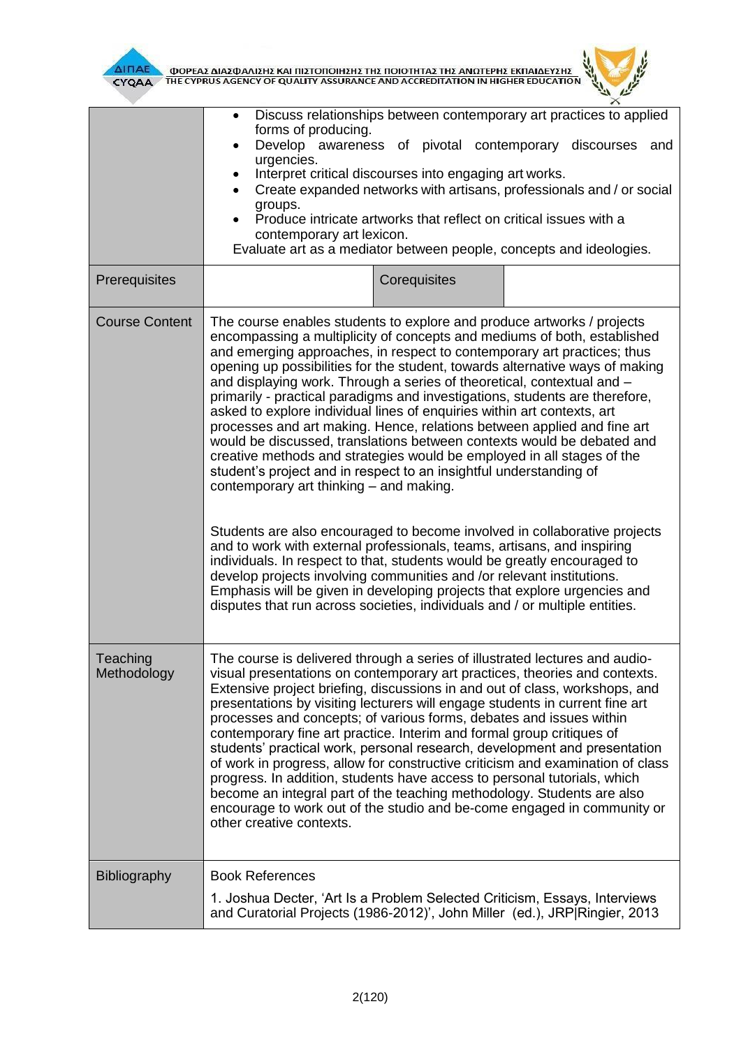| | | | |
|---|---|---|---|
| | • Discuss relationships between contemporary art practices to applied forms of producing.<br>• Develop awareness of pivotal contemporary discourses and urgencies.<br>• Interpret critical discourses into engaging art works.<br>• Create expanded networks with artisans, professionals and / or social groups.<br>• Produce intricate artworks that reflect on critical issues with a contemporary art lexicon.<br>Evaluate art as a mediator between people, concepts and ideologies. | | |
| Prerequisites | | Corequisites | |
| Course Content | The course enables students to explore and produce artworks / projects encompassing a multiplicity of concepts and mediums of both, established and emerging approaches, in respect to contemporary art practices; thus opening up possibilities for the student, towards alternative ways of making and displaying work. Through a series of theoretical, contextual and – primarily - practical paradigms and investigations, students are therefore, asked to explore individual lines of enquiries within art contexts, art processes and art making. Hence, relations between applied and fine art would be discussed, translations between contexts would be debated and creative methods and strategies would be employed in all stages of the student's project and in respect to an insightful understanding of contemporary art thinking – and making.<br><br>Students are also encouraged to become involved in collaborative projects and to work with external professionals, teams, artisans, and inspiring individuals. In respect to that, students would be greatly encouraged to develop projects involving communities and /or relevant institutions. Emphasis will be given in developing projects that explore urgencies and disputes that run across societies, individuals and / or multiple entities. | | |
| Teaching Methodology | The course is delivered through a series of illustrated lectures and audio-visual presentations on contemporary art practices, theories and contexts. Extensive project briefing, discussions in and out of class, workshops, and presentations by visiting lecturers will engage students in current fine art processes and concepts; of various forms, debates and issues within contemporary fine art practice. Interim and formal group critiques of students' practical work, personal research, development and presentation of work in progress, allow for constructive criticism and examination of class progress. In addition, students have access to personal tutorials, which become an integral part of the teaching methodology. Students are also encourage to work out of the studio and be-come engaged in community or other creative contexts. | | |
| Bibliography | Book References<br><br>1. Joshua Decter, 'Art Is a Problem Selected Criticism, Essays, Interviews and Curatorial Projects (1986-2012)', John Miller (ed.), JRP\|Ringier, 2013 | | |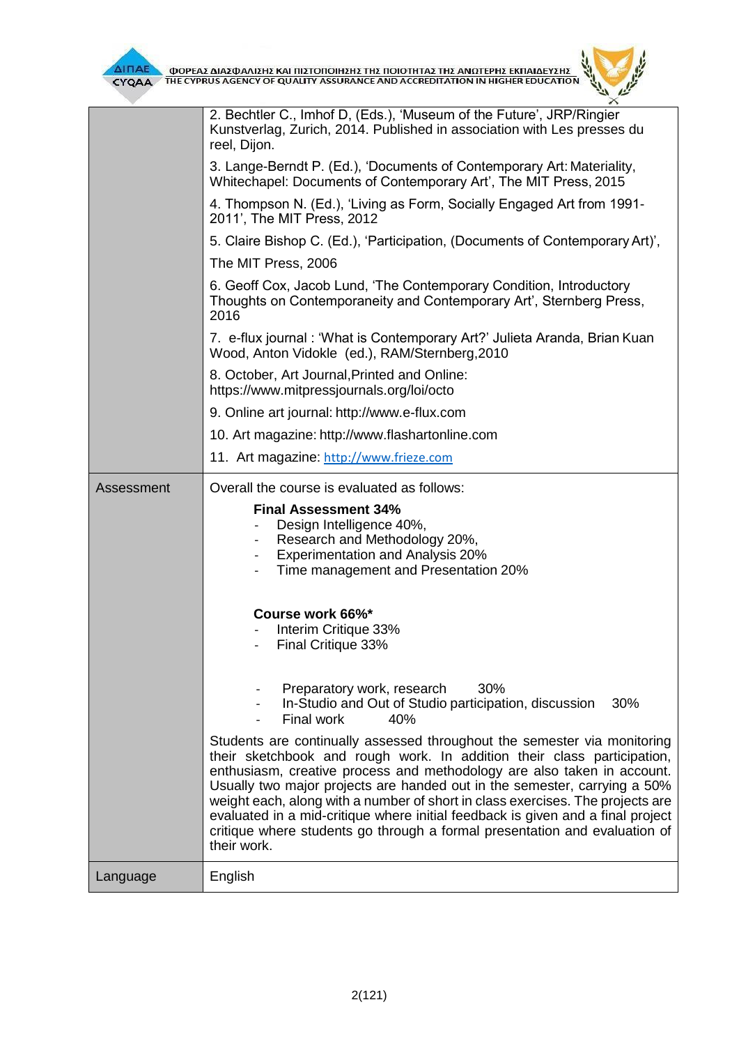| | |
|---|---|
| | 2. Bechtler C., Imhof D, (Eds.), 'Museum of the Future', JRP/Ringier Kunstverlag, Zurich, 2014. Published in association with Les presses du reel, Dijon.<br><br>3. Lange-Berndt P. (Ed.), 'Documents of Contemporary Art: Materiality, Whitechapel: Documents of Contemporary Art', The MIT Press, 2015<br><br>4. Thompson N. (Ed.), 'Living as Form, Socially Engaged Art from 1991-2011', The MIT Press, 2012<br><br>5. Claire Bishop C. (Ed.), 'Participation, (Documents of Contemporary Art)',<br><br>The MIT Press, 2006<br><br>6. Geoff Cox, Jacob Lund, 'The Contemporary Condition, Introductory Thoughts on Contemporaneity and Contemporary Art', Sternberg Press, 2016<br><br>7. e-flux journal : 'What is Contemporary Art?' Julieta Aranda, Brian Kuan Wood, Anton Vidokle (ed.), RAM/Sternberg,2010<br><br>8. October, Art Journal,Printed and Online: https://www.mitpressjournals.org/loi/octo<br><br>9. Online art journal: http://www.e-flux.com<br><br>10. Art magazine: http://www.flashartonline.com<br><br>11. Art magazine: http://www.frieze.com |
| Assessment | Overall the course is evaluated as follows:<br><br>**Final Assessment 34%**<br>- Design Intelligence 40%,<br>- Research and Methodology 20%,<br>- Experimentation and Analysis 20%<br>- Time management and Presentation 20%<br><br>**Course work 66%***<br>- Interim Critique 33%<br>- Final Critique 33%<br><br>- Preparatory work, research 30%<br>- In-Studio and Out of Studio participation, discussion 30%<br>- Final work 40%<br><br>Students are continually assessed throughout the semester via monitoring their sketchbook and rough work. In addition their class participation, enthusiasm, creative process and methodology are also taken in account. Usually two major projects are handed out in the semester, carrying a 50% weight each, along with a number of short in class exercises. The projects are evaluated in a mid-critique where initial feedback is given and a final project critique where students go through a formal presentation and evaluation of their work. |
| Language | English |